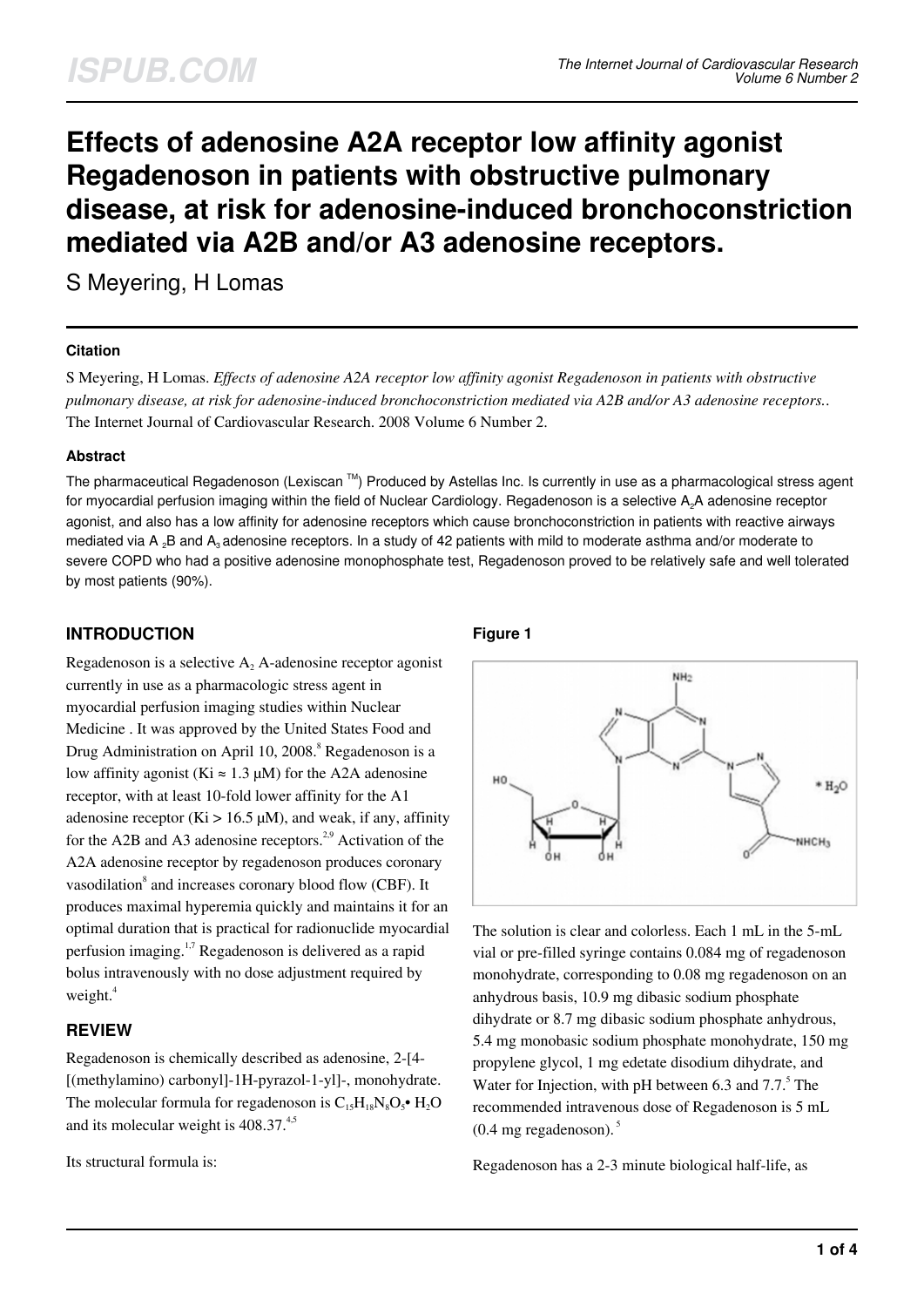# Effects of adenosine A2A receptor low affinity agonist Regadenoson in patients with obstructive pulmonary disease, at risk for adenosine-induced bronchoconstriction mediated via A2B and/or A3 adenosine receptors.

S Meyering, H Lomas

### Citation

S Meyering, H Lomas. *Effects of adenosine A2A receptor low affinity agonist Regadenoson in patients with obstructive pulmonary disease, at risk for adenosine-induced bronchoconstriction mediated via A2B and/or A3 adenosine receptors..* The Internet Journal of Cardiovascular Research. 2008 Volume 6 Number 2.

### Abstract

The pharmaceutical Regadenoson (Lexiscan ™) Produced by Astellas Inc. Is currently in use as a pharmacological stress agent for myocardial perfusion imaging within the field of Nuclear Cardiology. Regadenoson is a selective $A_2A$ adenosine receptor agonist, and also has a low affinity for adenosine receptors which cause bronchoconstriction in patients with reactive airways mediated via $A_2B$ and $A_3$ adenosine receptors. In a study of 42 patients with mild to moderate asthma and/or moderate to severe COPD who had a positive adenosine monophosphate test, Regadenoson proved to be relatively safe and well tolerated by most patients (90%).

## INTRODUCTION

Regadenoson is a selective $A_2$ A-adenosine receptor agonist currently in use as a pharmacologic stress agent in myocardial perfusion imaging studies within Nuclear Medicine . It was approved by the United States Food and Drug Administration on April 10, 2008.[8] Regadenoson is a low affinity agonist (Ki ≈ 1.3 μM) for the A2A adenosine receptor, with at least 10-fold lower affinity for the A1 adenosine receptor (Ki > 16.5 μM), and weak, if any, affinity for the A2B and A3 adenosine receptors.[2,9] Activation of the A2A adenosine receptor by regadenoson produces coronary vasodilation[8] and increases coronary blood flow (CBF). It produces maximal hyperemia quickly and maintains it for an optimal duration that is practical for radionuclide myocardial perfusion imaging.[1,7] Regadenoson is delivered as a rapid bolus intravenously with no dose adjustment required by weight.[4]

## REVIEW

Regadenoson is chemically described as adenosine, 2-[4-[(methylamino) carbonyl]-1H-pyrazol-1-yl]-, monohydrate. The molecular formula for regadenoson is $C_{15}H_{18}N_8O_5 \cdot H_2O$ and its molecular weight is 408.37.[4,5]

Its structural formula is:

### Figure 1

The solution is clear and colorless. Each 1 mL in the 5-mL vial or pre-filled syringe contains 0.084 mg of regadenoson monohydrate, corresponding to 0.08 mg regadenoson on an anhydrous basis, 10.9 mg dibasic sodium phosphate dihydrate or 8.7 mg dibasic sodium phosphate anhydrous, 5.4 mg monobasic sodium phosphate monohydrate, 150 mg propylene glycol, 1 mg edetate disodium dihydrate, and Water for Injection, with pH between 6.3 and 7.7.[5] The recommended intravenous dose of Regadenoson is 5 mL (0.4 mg regadenoson).[5]

Regadenoson has a 2-3 minute biological half-life, as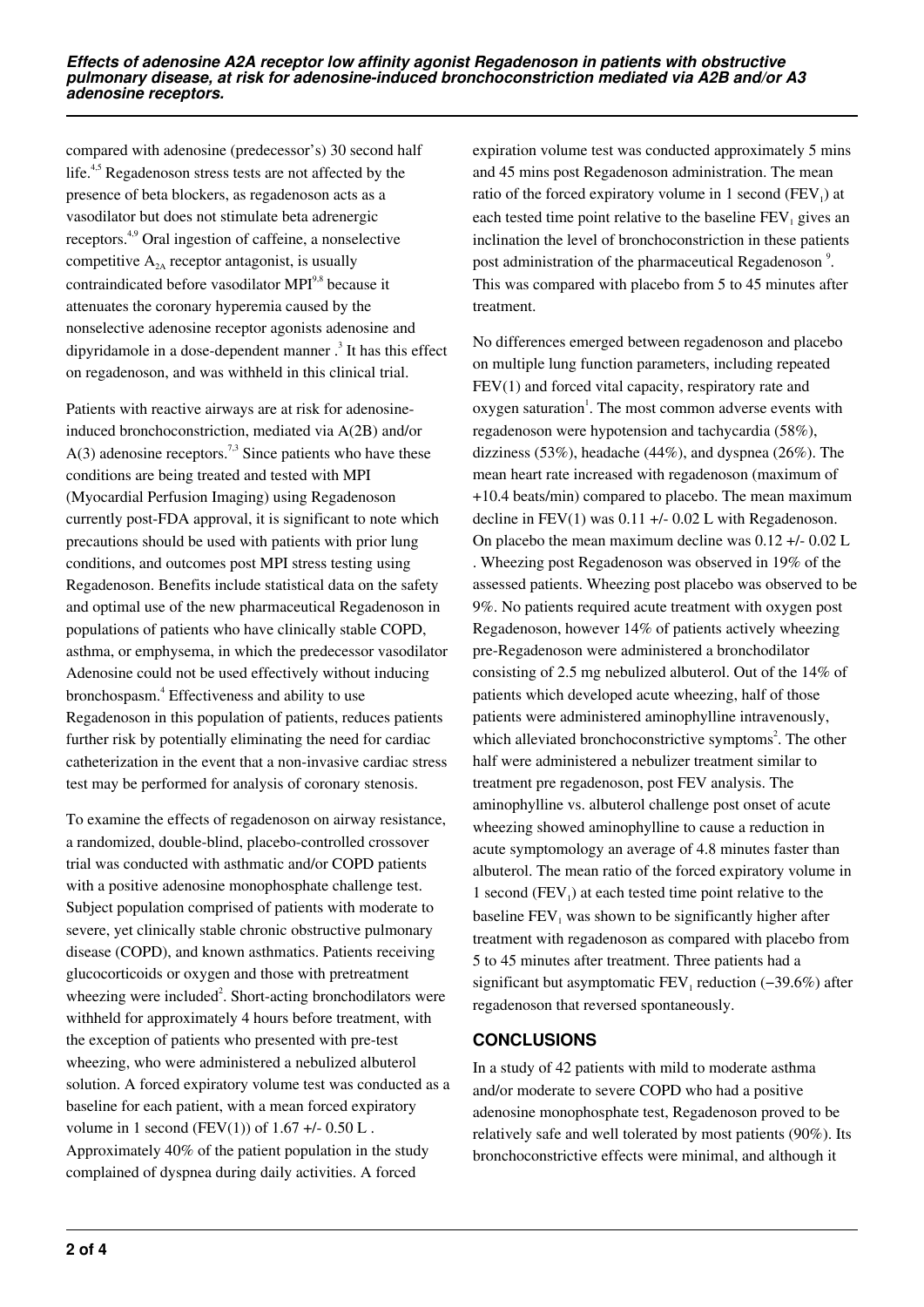compared with adenosine (predecessor's) 30 second half life.[4,5] Regadenoson stress tests are not affected by the presence of beta blockers, as regadenoson acts as a vasodilator but does not stimulate beta adrenergic receptors.[4,9] Oral ingestion of caffeine, a nonselective competitive $A_{2A}$ receptor antagonist, is usually contraindicated before vasodilator MPI[9,8] because it attenuates the coronary hyperemia caused by the nonselective adenosine receptor agonists adenosine and dipyridamole in a dose-dependent manner .[3] It has this effect on regadenoson, and was withheld in this clinical trial.

Patients with reactive airways are at risk for adenosine-induced bronchoconstriction, mediated via A(2B) and/or A(3) adenosine receptors.[7,3] Since patients who have these conditions are being treated and tested with MPI (Myocardial Perfusion Imaging) using Regadenoson currently post-FDA approval, it is significant to note which precautions should be used with patients with prior lung conditions, and outcomes post MPI stress testing using Regadenoson. Benefits include statistical data on the safety and optimal use of the new pharmaceutical Regadenoson in populations of patients who have clinically stable COPD, asthma, or emphysema, in which the predecessor vasodilator Adenosine could not be used effectively without inducing bronchospasm.[4] Effectiveness and ability to use Regadenoson in this population of patients, reduces patients further risk by potentially eliminating the need for cardiac catheterization in the event that a non-invasive cardiac stress test may be performed for analysis of coronary stenosis.

To examine the effects of regadenoson on airway resistance, a randomized, double-blind, placebo-controlled crossover trial was conducted with asthmatic and/or COPD patients with a positive adenosine monophosphate challenge test. Subject population comprised of patients with moderate to severe, yet clinically stable chronic obstructive pulmonary disease (COPD), and known asthmatics. Patients receiving glucocorticoids or oxygen and those with pretreatment wheezing were included[2]. Short-acting bronchodilators were withheld for approximately 4 hours before treatment, with the exception of patients who presented with pre-test wheezing, who were administered a nebulized albuterol solution. A forced expiratory volume test was conducted as a baseline for each patient, with a mean forced expiratory volume in 1 second (FEV(1)) of 1.67 +/- 0.50 L . Approximately 40% of the patient population in the study complained of dyspnea during daily activities. A forced expiration volume test was conducted approximately 5 mins and 45 mins post Regadenoson administration. The mean ratio of the forced expiratory volume in 1 second ($FEV_1$) at each tested time point relative to the baseline $FEV_1$ gives an inclination the level of bronchoconstriction in these patients post administration of the pharmaceutical Regadenoson [9]. This was compared with placebo from 5 to 45 minutes after treatment.

No differences emerged between regadenoson and placebo on multiple lung function parameters, including repeated FEV(1) and forced vital capacity, respiratory rate and oxygen saturation[1]. The most common adverse events with regadenoson were hypotension and tachycardia (58%), dizziness (53%), headache (44%), and dyspnea (26%). The mean heart rate increased with regadenoson (maximum of +10.4 beats/min) compared to placebo. The mean maximum decline in FEV(1) was 0.11 +/- 0.02 L with Regadenoson. On placebo the mean maximum decline was 0.12 +/- 0.02 L . Wheezing post Regadenoson was observed in 19% of the assessed patients. Wheezing post placebo was observed to be 9%. No patients required acute treatment with oxygen post Regadenoson, however 14% of patients actively wheezing pre-Regadenoson were administered a bronchodilator consisting of 2.5 mg nebulized albuterol. Out of the 14% of patients which developed acute wheezing, half of those patients were administered aminophylline intravenously, which alleviated bronchoconstrictive symptoms[2]. The other half were administered a nebulizer treatment similar to treatment pre regadenoson, post FEV analysis. The aminophylline vs. albuterol challenge post onset of acute wheezing showed aminophylline to cause a reduction in acute symptomology an average of 4.8 minutes faster than albuterol. The mean ratio of the forced expiratory volume in 1 second ($FEV_1$) at each tested time point relative to the baseline $FEV_1$ was shown to be significantly higher after treatment with regadenoson as compared with placebo from 5 to 45 minutes after treatment. Three patients had a significant but asymptomatic $FEV_1$ reduction (−39.6%) after regadenoson that reversed spontaneously.

## CONCLUSIONS

In a study of 42 patients with mild to moderate asthma and/or moderate to severe COPD who had a positive adenosine monophosphate test, Regadenoson proved to be relatively safe and well tolerated by most patients (90%). Its bronchoconstrictive effects were minimal, and although it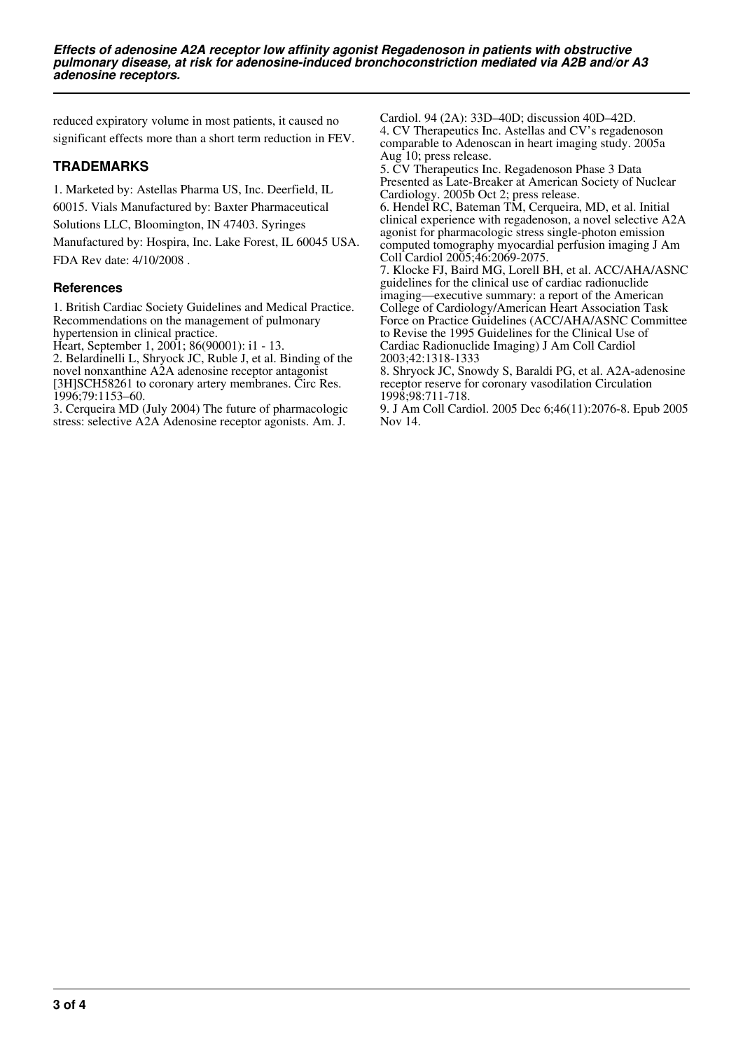reduced expiratory volume in most patients, it caused no significant effects more than a short term reduction in FEV.

## TRADEMARKS

1. Marketed by: Astellas Pharma US, Inc. Deerfield, IL 60015. Vials Manufactured by: Baxter Pharmaceutical Solutions LLC, Bloomington, IN 47403. Syringes Manufactured by: Hospira, Inc. Lake Forest, IL 60045 USA. FDA Rev date: 4/10/2008 .

### References

1. British Cardiac Society Guidelines and Medical Practice. Recommendations on the management of pulmonary hypertension in clinical practice.
Heart, September 1, 2001; 86(90001): i1 - 13.
2. Belardinelli L, Shryock JC, Ruble J, et al. Binding of the novel nonxanthine A2A adenosine receptor antagonist [3H]SCH58261 to coronary artery membranes. Circ Res. 1996;79:1153–60.
3. Cerqueira MD (July 2004) The future of pharmacologic stress: selective A2A Adenosine receptor agonists. Am. J. Cardiol. 94 (2A): 33D–40D; discussion 40D–42D.
4. CV Therapeutics Inc. Astellas and CV's regadenoson comparable to Adenoscan in heart imaging study. 2005a Aug 10; press release.
5. CV Therapeutics Inc. Regadenoson Phase 3 Data Presented as Late-Breaker at American Society of Nuclear Cardiology. 2005b Oct 2; press release.
6. Hendel RC, Bateman TM, Cerqueira, MD, et al. Initial clinical experience with regadenoson, a novel selective A2A agonist for pharmacologic stress single-photon emission computed tomography myocardial perfusion imaging J Am Coll Cardiol 2005;46:2069-2075.
7. Klocke FJ, Baird MG, Lorell BH, et al. ACC/AHA/ASNC guidelines for the clinical use of cardiac radionuclide imaging—executive summary: a report of the American College of Cardiology/American Heart Association Task Force on Practice Guidelines (ACC/AHA/ASNC Committee to Revise the 1995 Guidelines for the Clinical Use of Cardiac Radionuclide Imaging) J Am Coll Cardiol 2003;42:1318-1333
8. Shryock JC, Snowdy S, Baraldi PG, et al. A2A-adenosine receptor reserve for coronary vasodilation Circulation 1998;98:711-718.
9. J Am Coll Cardiol. 2005 Dec 6;46(11):2076-8. Epub 2005 Nov 14.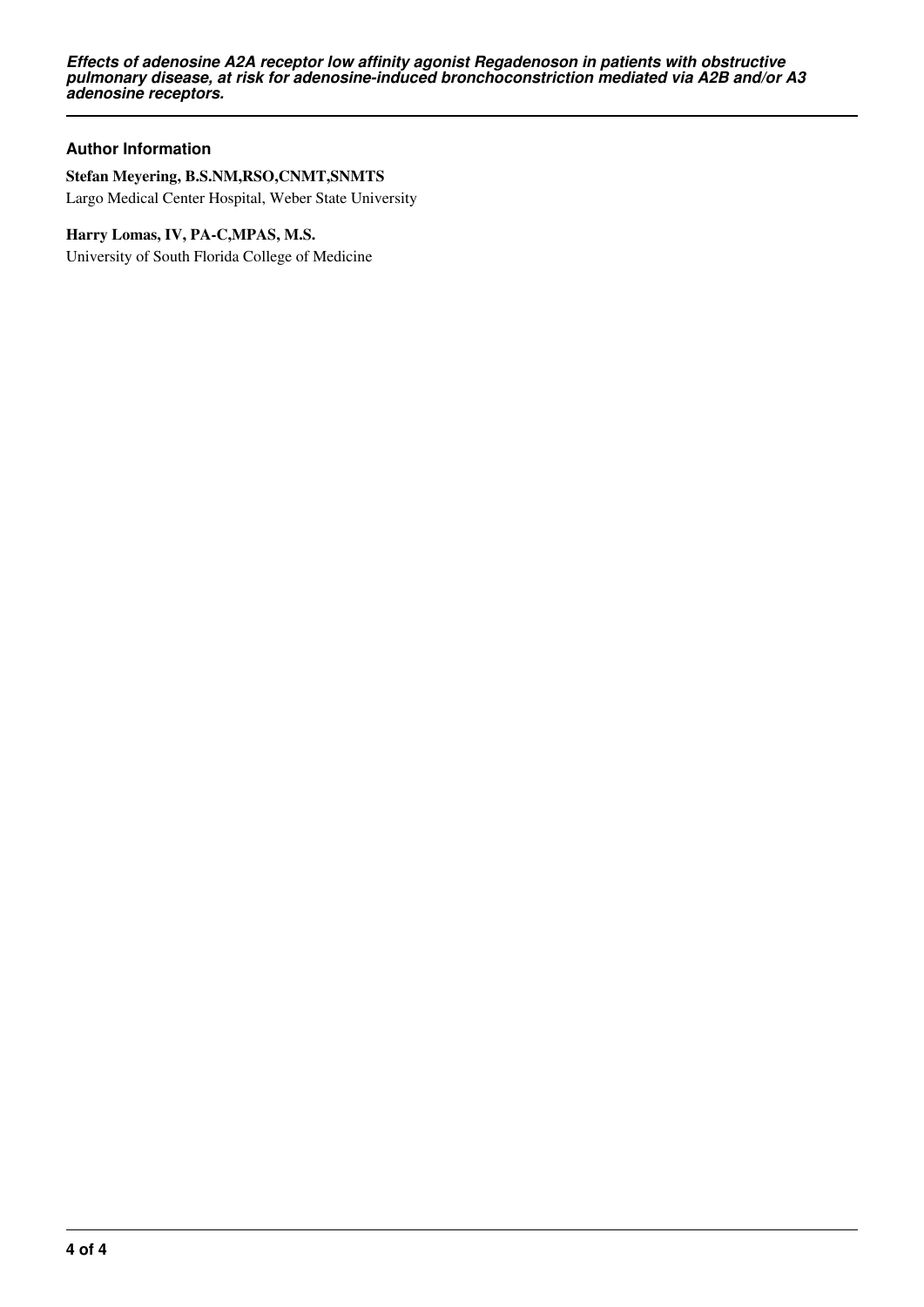## Author Information

**Stefan Meyering, B.S.NM,RSO,CNMT,SNMTS**
Largo Medical Center Hospital, Weber State University

**Harry Lomas, IV, PA-C,MPAS, M.S.**
University of South Florida College of Medicine